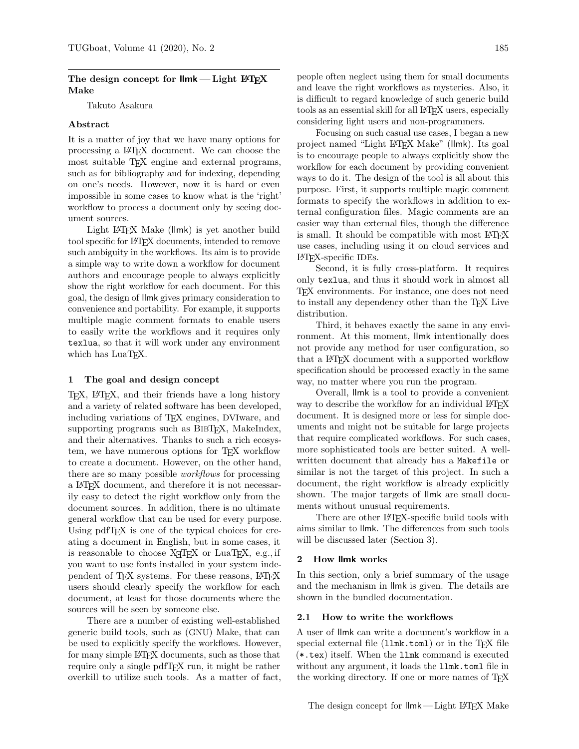# The design concept for llmk — Light LaTeX Make

Takuto Asakura

### Abstract

It is a matter of joy that we have many options for processing a LaTeX document. We can choose the most suitable TeX engine and external programs, such as for bibliography and for indexing, depending on one's needs. However, now it is hard or even impossible in some cases to know what is the 'right' workflow to process a document only by seeing document sources.

Light LaTeX Make (llmk) is yet another build tool specific for LaTeX documents, intended to remove such ambiguity in the workflows. Its aim is to provide a simple way to write down a workflow for document authors and encourage people to always explicitly show the right workflow for each document. For this goal, the design of llmk gives primary consideration to convenience and portability. For example, it supports multiple magic comment formats to enable users to easily write the workflows and it requires only `texlua`, so that it will work under any environment which has LuaTeX.

## 1 The goal and design concept

TeX, LaTeX, and their friends have a long history and a variety of related software has been developed, including variations of TeX engines, DVIware, and supporting programs such as BibTeX, MakeIndex, and their alternatives. Thanks to such a rich ecosystem, we have numerous options for TeX workflow to create a document. However, on the other hand, there are so many possible *workflows* for processing a LaTeX document, and therefore it is not necessarily easy to detect the right workflow only from the document sources. In addition, there is no ultimate general workflow that can be used for every purpose. Using pdfTeX is one of the typical choices for creating a document in English, but in some cases, it is reasonable to choose XeTeX or LuaTeX, e.g., if you want to use fonts installed in your system independent of TeX systems. For these reasons, LaTeX users should clearly specify the workflow for each document, at least for those documents where the sources will be seen by someone else.

There are a number of existing well-established generic build tools, such as (GNU) Make, that can be used to explicitly specify the workflows. However, for many simple LaTeX documents, such as those that require only a single pdfTeX run, it might be rather overkill to utilize such tools. As a matter of fact, people often neglect using them for small documents and leave the right workflows as mysteries. Also, it is difficult to regard knowledge of such generic build tools as an essential skill for all LaTeX users, especially considering light users and non-programmers.

Focusing on such casual use cases, I began a new project named "Light LaTeX Make" (llmk). Its goal is to encourage people to always explicitly show the workflow for each document by providing convenient ways to do it. The design of the tool is all about this purpose. First, it supports multiple magic comment formats to specify the workflows in addition to external configuration files. Magic comments are an easier way than external files, though the difference is small. It should be compatible with most LaTeX use cases, including using it on cloud services and LaTeX-specific IDEs.

Second, it is fully cross-platform. It requires only `texlua`, and thus it should work in almost all TeX environments. For instance, one does not need to install any dependency other than the TeX Live distribution.

Third, it behaves exactly the same in any environment. At this moment, llmk intentionally does not provide any method for user configuration, so that a LaTeX document with a supported workflow specification should be processed exactly in the same way, no matter where you run the program.

Overall, llmk is a tool to provide a convenient way to describe the workflow for an individual LaTeX document. It is designed more or less for simple documents and might not be suitable for large projects that require complicated workflows. For such cases, more sophisticated tools are better suited. A well-written document that already has a `Makefile` or similar is not the target of this project. In such a document, the right workflow is already explicitly shown. The major targets of llmk are small documents without unusual requirements.

There are other LaTeX-specific build tools with aims similar to llmk. The differences from such tools will be discussed later (Section 3).

## 2 How llmk works

In this section, only a brief summary of the usage and the mechanism in llmk is given. The details are shown in the bundled documentation.

### 2.1 How to write the workflows

A user of llmk can write a document's workflow in a special external file (`llmk.toml`) or in the TeX file (`*.tex`) itself. When the `llmk` command is executed without any argument, it loads the `llmk.toml` file in the working directory. If one or more names of TeX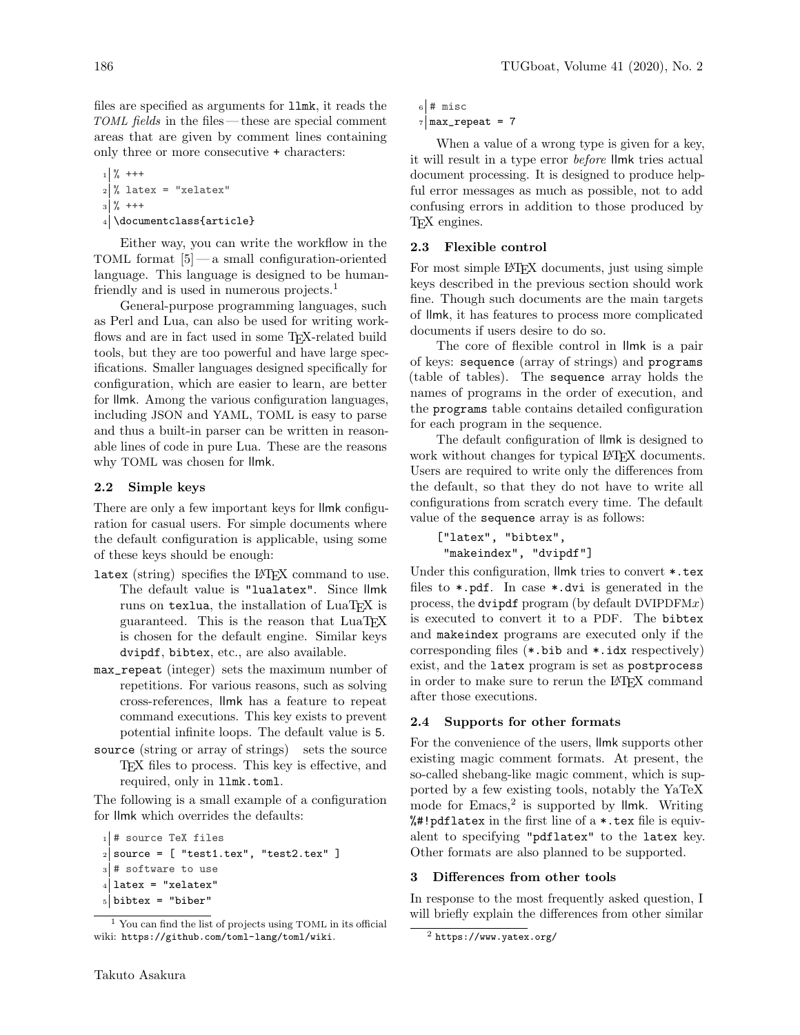files are specified as arguments for `llmk`, it reads the *TOML fields* in the files — these are special comment areas that are given by comment lines containing only three or more consecutive + characters:

```
% +++
% latex = "xelatex"
% +++
\documentclass{article}
```

Either way, you can write the workflow in the TOML format [5] — a small configuration-oriented language. This language is designed to be human-friendly and is used in numerous projects.[1]

General-purpose programming languages, such as Perl and Lua, can also be used for writing workflows and are in fact used in some TeX-related build tools, but they are too powerful and have large specifications. Smaller languages designed specifically for configuration, which are easier to learn, are better for llmk. Among the various configuration languages, including JSON and YAML, TOML is easy to parse and thus a built-in parser can be written in reasonable lines of code in pure Lua. These are the reasons why TOML was chosen for llmk.

### 2.2 Simple keys

There are only a few important keys for llmk configuration for casual users. For simple documents where the default configuration is applicable, using some of these keys should be enough:

- `latex` (string) specifies the LaTeX command to use. The default value is `"lualatex"`. Since llmk runs on `texlua`, the installation of LuaTeX is guaranteed. This is the reason that LuaTeX is chosen for the default engine. Similar keys `dvipdf`, `bibtex`, etc., are also available.
- `max_repeat` (integer) sets the maximum number of repetitions. For various reasons, such as solving cross-references, llmk has a feature to repeat command executions. This key exists to prevent potential infinite loops. The default value is `5`.
- `source` (string or array of strings) sets the source TeX files to process. This key is effective, and required, only in `llmk.toml`.

The following is a small example of a configuration for llmk which overrides the defaults:

```
# source TeX files
source = [ "test1.tex", "test2.tex" ]
# software to use
latex = "xelatex"
bibtex = "biber"
# misc
max_repeat = 7
```

When a value of a wrong type is given for a key, it will result in a type error *before* llmk tries actual document processing. It is designed to produce helpful error messages as much as possible, not to add confusing errors in addition to those produced by TeX engines.

### 2.3 Flexible control

For most simple LaTeX documents, just using simple keys described in the previous section should work fine. Though such documents are the main targets of llmk, it has features to process more complicated documents if users desire to do so.

The core of flexible control in llmk is a pair of keys: `sequence` (array of strings) and `programs` (table of tables). The `sequence` array holds the names of programs in the order of execution, and the `programs` table contains detailed configuration for each program in the sequence.

The default configuration of llmk is designed to work without changes for typical LaTeX documents. Users are required to write only the differences from the default, so that they do not have to write all configurations from scratch every time. The default value of the `sequence` array is as follows:

```
["latex", "bibtex",
 "makeindex", "dvipdf"]
```

Under this configuration, llmk tries to convert `*.tex` files to `*.pdf`. In case `*.dvi` is generated in the process, the `dvipdf` program (by default DVIPDFM*x*) is executed to convert it to a PDF. The `bibtex` and `makeindex` programs are executed only if the corresponding files (`*.bib` and `*.idx` respectively) exist, and the `latex` program is set as `postprocess` in order to make sure to rerun the LaTeX command after those executions.

### 2.4 Supports for other formats

For the convenience of the users, llmk supports other existing magic comment formats. At present, the so-called shebang-like magic comment, which is supported by a few existing tools, notably the YaTeX mode for Emacs,[2] is supported by llmk. Writing `%#!pdflatex` in the first line of a `*.tex` file is equivalent to specifying `"pdflatex"` to the `latex` key. Other formats are also planned to be supported.

## 3 Differences from other tools

In response to the most frequently asked question, I will briefly explain the differences from other similar

---

[1] You can find the list of projects using TOML in its official wiki: `https://github.com/toml-lang/toml/wiki`.

[2] `https://www.yatex.org/`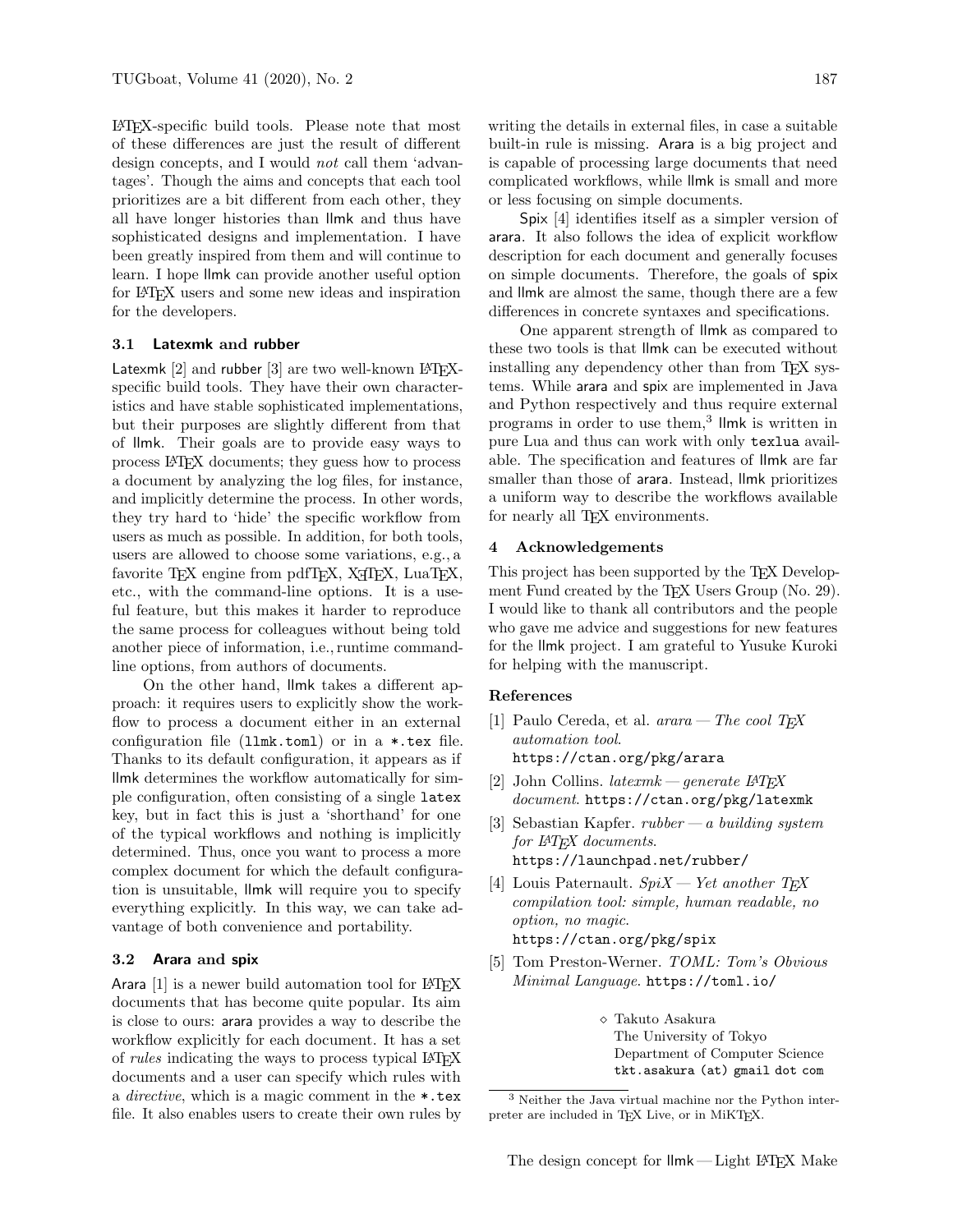LaTeX-specific build tools. Please note that most of these differences are just the result of different design concepts, and I would *not* call them 'advantages'. Though the aims and concepts that each tool prioritizes are a bit different from each other, they all have longer histories than llmk and thus have sophisticated designs and implementation. I have been greatly inspired from them and will continue to learn. I hope llmk can provide another useful option for LaTeX users and some new ideas and inspiration for the developers.

### 3.1 Latexmk and rubber

Latexmk [2] and rubber [3] are two well-known LaTeX-specific build tools. They have their own characteristics and have stable sophisticated implementations, but their purposes are slightly different from that of llmk. Their goals are to provide easy ways to process LaTeX documents; they guess how to process a document by analyzing the log files, for instance, and implicitly determine the process. In other words, they try hard to 'hide' the specific workflow from users as much as possible. In addition, for both tools, users are allowed to choose some variations, e.g., a favorite TeX engine from pdfTeX, XeTeX, LuaTeX, etc., with the command-line options. It is a useful feature, but this makes it harder to reproduce the same process for colleagues without being told another piece of information, i.e., runtime command-line options, from authors of documents.

On the other hand, llmk takes a different approach: it requires users to explicitly show the workflow to process a document either in an external configuration file (`llmk.toml`) or in a `*.tex` file. Thanks to its default configuration, it appears as if llmk determines the workflow automatically for simple configuration, often consisting of a single `latex` key, but in fact this is just a 'shorthand' for one of the typical workflows and nothing is implicitly determined. Thus, once you want to process a more complex document for which the default configuration is unsuitable, llmk will require you to specify everything explicitly. In this way, we can take advantage of both convenience and portability.

### 3.2 Arara and spix

Arara [1] is a newer build automation tool for LaTeX documents that has become quite popular. Its aim is close to ours: arara provides a way to describe the workflow explicitly for each document. It has a set of *rules* indicating the ways to process typical LaTeX documents and a user can specify which rules with a *directive*, which is a magic comment in the `*.tex` file. It also enables users to create their own rules by writing the details in external files, in case a suitable built-in rule is missing. Arara is a big project and is capable of processing large documents that need complicated workflows, while llmk is small and more or less focusing on simple documents.

Spix [4] identifies itself as a simpler version of arara. It also follows the idea of explicit workflow description for each document and generally focuses on simple documents. Therefore, the goals of spix and llmk are almost the same, though there are a few differences in concrete syntaxes and specifications.

One apparent strength of llmk as compared to these two tools is that llmk can be executed without installing any dependency other than from TeX systems. While arara and spix are implemented in Java and Python respectively and thus require external programs in order to use them,[3] llmk is written in pure Lua and thus can work with only `texlua` available. The specification and features of llmk are far smaller than those of arara. Instead, llmk prioritizes a uniform way to describe the workflows available for nearly all TeX environments.

## 4 Acknowledgements

This project has been supported by the TeX Development Fund created by the TeX Users Group (No. 29). I would like to thank all contributors and the people who gave me advice and suggestions for new features for the llmk project. I am grateful to Yusuke Kuroki for helping with the manuscript.

## References

[1] Paulo Cereda, et al. *arara — The cool TeX automation tool*. `https://ctan.org/pkg/arara`

[2] John Collins. *latexmk — generate LaTeX document*. `https://ctan.org/pkg/latexmk`

[3] Sebastian Kapfer. *rubber — a building system for LaTeX documents*. `https://launchpad.net/rubber/`

[4] Louis Paternault. *SpiX — Yet another TeX compilation tool: simple, human readable, no option, no magic*. `https://ctan.org/pkg/spix`

[5] Tom Preston-Werner. *TOML: Tom's Obvious Minimal Language*. `https://toml.io/`

◇ Takuto Asakura
The University of Tokyo
Department of Computer Science
`tkt.asakura (at) gmail dot com`

[3] Neither the Java virtual machine nor the Python interpreter are included in TeX Live, or in MiKTeX.